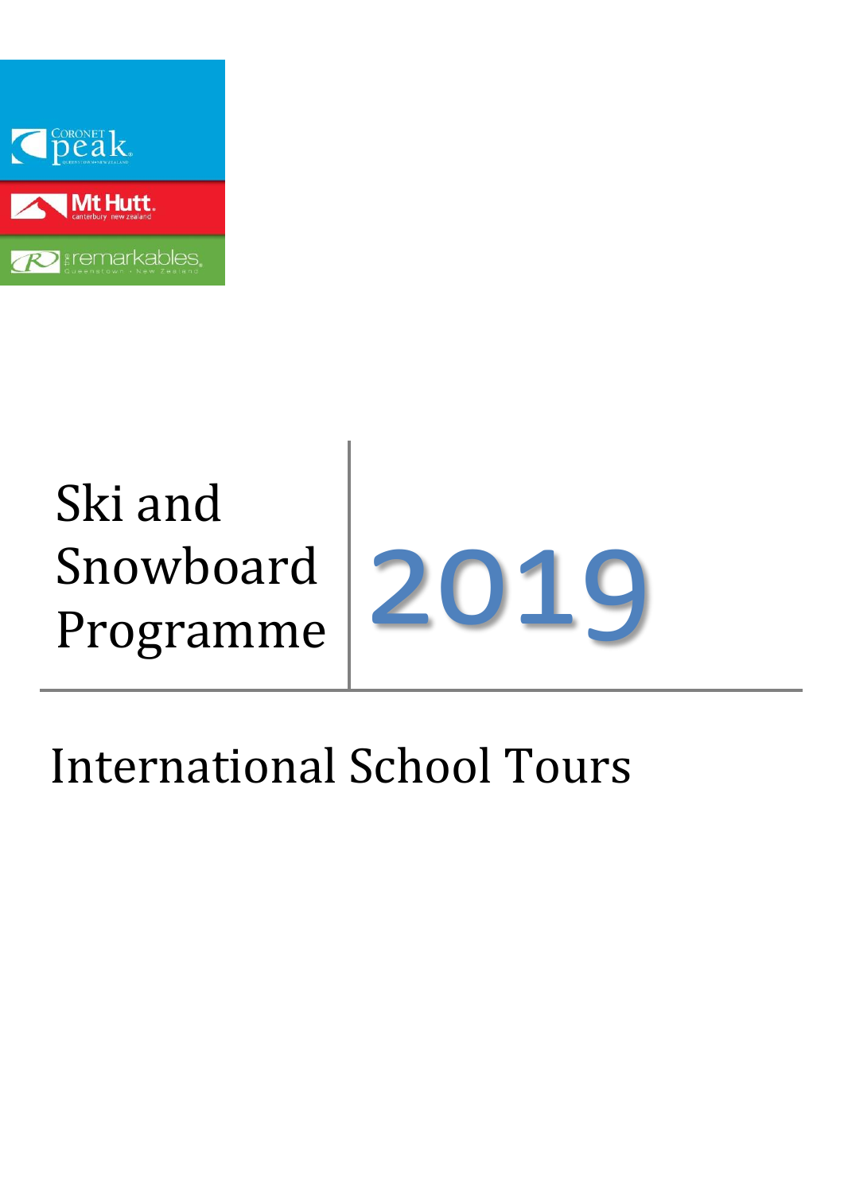Coronet Peak

Mt Hutt

The Remarkables

# Ski and Snowboard Programme 2019

## International School Tours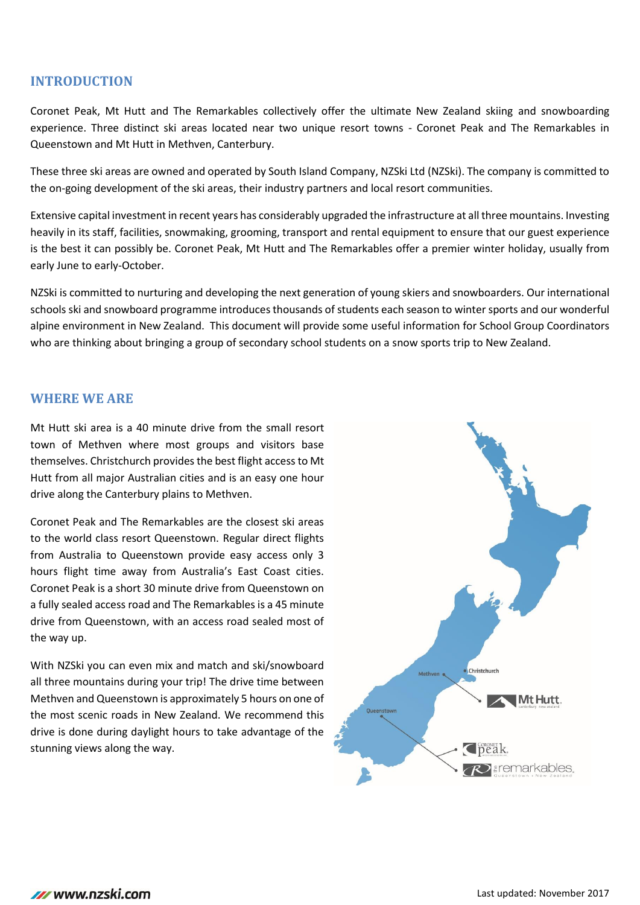## INTRODUCTION

Coronet Peak, Mt Hutt and The Remarkables collectively offer the ultimate New Zealand skiing and snowboarding experience. Three distinct ski areas located near two unique resort towns - Coronet Peak and The Remarkables in Queenstown and Mt Hutt in Methven, Canterbury.

These three ski areas are owned and operated by South Island Company, NZSki Ltd (NZSki). The company is committed to the on-going development of the ski areas, their industry partners and local resort communities.

Extensive capital investment in recent years has considerably upgraded the infrastructure at all three mountains. Investing heavily in its staff, facilities, snowmaking, grooming, transport and rental equipment to ensure that our guest experience is the best it can possibly be. Coronet Peak, Mt Hutt and The Remarkables offer a premier winter holiday, usually from early June to early-October.

NZSki is committed to nurturing and developing the next generation of young skiers and snowboarders. Our international schools ski and snowboard programme introduces thousands of students each season to winter sports and our wonderful alpine environment in New Zealand. This document will provide some useful information for School Group Coordinators who are thinking about bringing a group of secondary school students on a snow sports trip to New Zealand.

## WHERE WE ARE

Mt Hutt ski area is a 40 minute drive from the small resort town of Methven where most groups and visitors base themselves. Christchurch provides the best flight access to Mt Hutt from all major Australian cities and is an easy one hour drive along the Canterbury plains to Methven.

Coronet Peak and The Remarkables are the closest ski areas to the world class resort Queenstown. Regular direct flights from Australia to Queenstown provide easy access only 3 hours flight time away from Australia's East Coast cities. Coronet Peak is a short 30 minute drive from Queenstown on a fully sealed access road and The Remarkables is a 45 minute drive from Queenstown, with an access road sealed most of the way up.

With NZSki you can even mix and match and ski/snowboard all three mountains during your trip! The drive time between Methven and Queenstown is approximately 5 hours on one of the most scenic roads in New Zealand. We recommend this drive is done during daylight hours to take advantage of the stunning views along the way.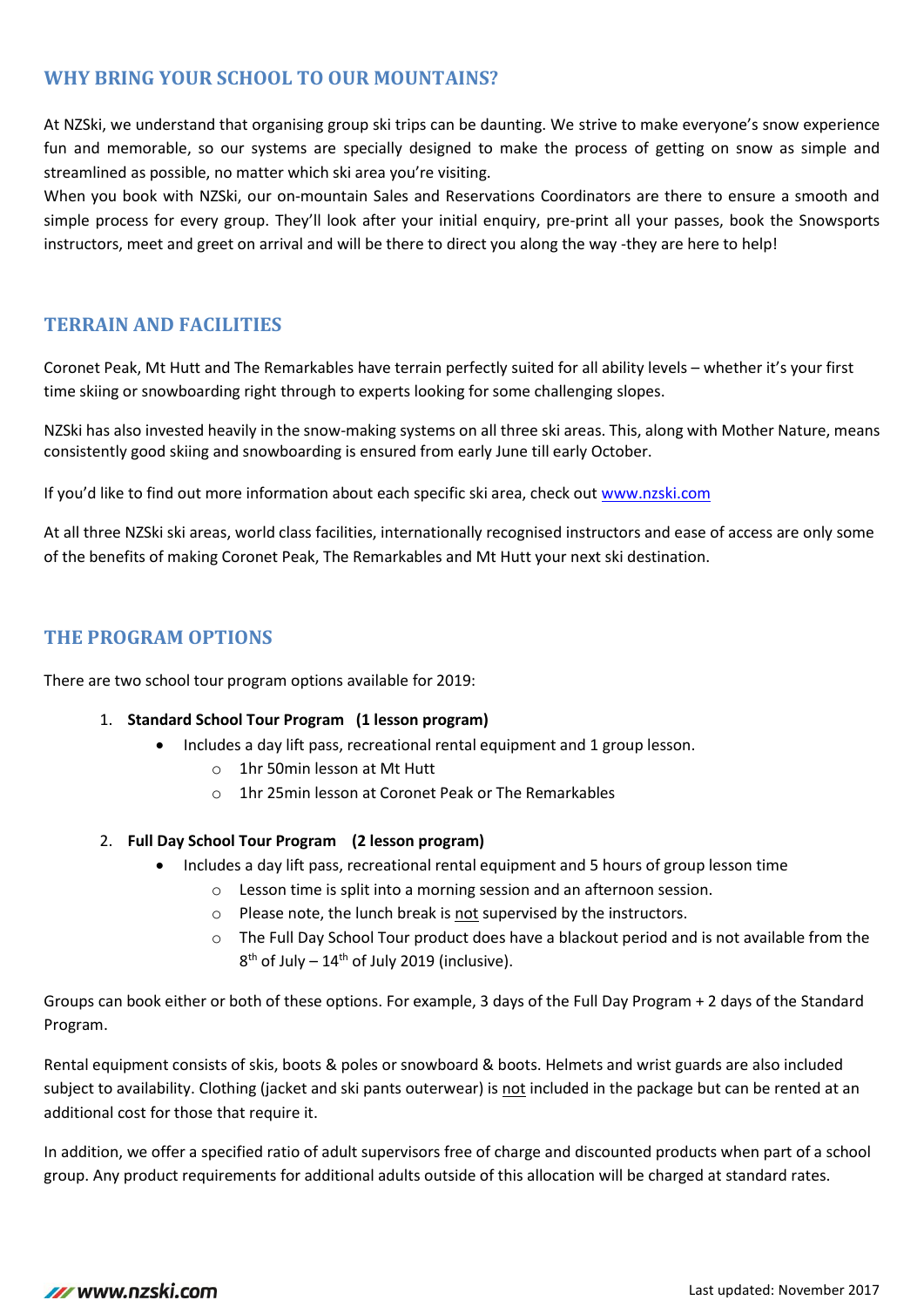## WHY BRING YOUR SCHOOL TO OUR MOUNTAINS?

At NZSki, we understand that organising group ski trips can be daunting. We strive to make everyone's snow experience fun and memorable, so our systems are specially designed to make the process of getting on snow as simple and streamlined as possible, no matter which ski area you're visiting.

When you book with NZSki, our on-mountain Sales and Reservations Coordinators are there to ensure a smooth and simple process for every group. They'll look after your initial enquiry, pre-print all your passes, book the Snowsports instructors, meet and greet on arrival and will be there to direct you along the way -they are here to help!

## TERRAIN AND FACILITIES

Coronet Peak, Mt Hutt and The Remarkables have terrain perfectly suited for all ability levels – whether it's your first time skiing or snowboarding right through to experts looking for some challenging slopes.

NZSki has also invested heavily in the snow-making systems on all three ski areas. This, along with Mother Nature, means consistently good skiing and snowboarding is ensured from early June till early October.

If you'd like to find out more information about each specific ski area, check out www.nzski.com

At all three NZSki ski areas, world class facilities, internationally recognised instructors and ease of access are only some of the benefits of making Coronet Peak, The Remarkables and Mt Hutt your next ski destination.

## THE PROGRAM OPTIONS

There are two school tour program options available for 2019:

1. **Standard School Tour Program (1 lesson program)**
   - Includes a day lift pass, recreational rental equipment and 1 group lesson.
     - 1hr 50min lesson at Mt Hutt
     - 1hr 25min lesson at Coronet Peak or The Remarkables
2. **Full Day School Tour Program (2 lesson program)**
   - Includes a day lift pass, recreational rental equipment and 5 hours of group lesson time
     - Lesson time is split into a morning session and an afternoon session.
     - Please note, the lunch break is not supervised by the instructors.
     - The Full Day School Tour product does have a blackout period and is not available from the 8th of July – 14th of July 2019 (inclusive).

Groups can book either or both of these options. For example, 3 days of the Full Day Program + 2 days of the Standard Program.

Rental equipment consists of skis, boots & poles or snowboard & boots. Helmets and wrist guards are also included subject to availability. Clothing (jacket and ski pants outerwear) is not included in the package but can be rented at an additional cost for those that require it.

In addition, we offer a specified ratio of adult supervisors free of charge and discounted products when part of a school group. Any product requirements for additional adults outside of this allocation will be charged at standard rates.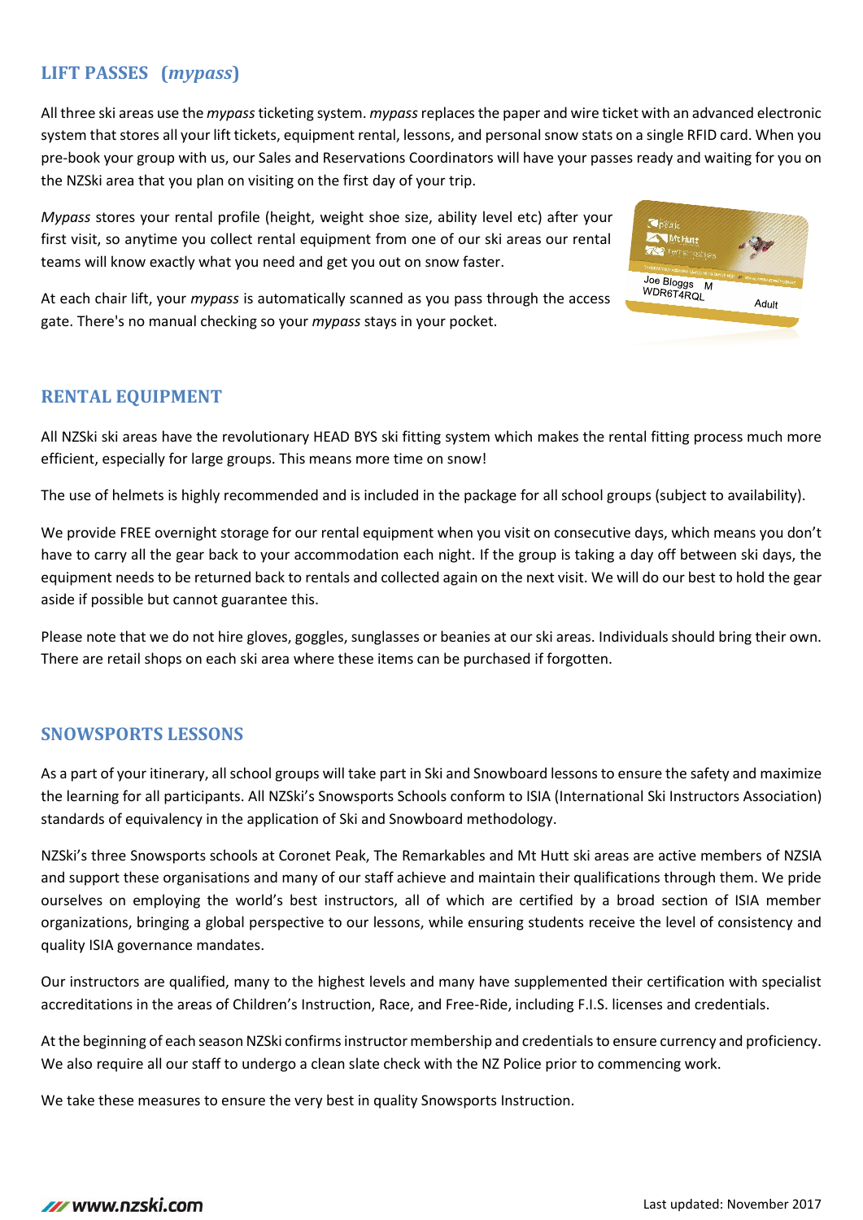## LIFT PASSES (*mypass*)

All three ski areas use the *mypass* ticketing system. *mypass* replaces the paper and wire ticket with an advanced electronic system that stores all your lift tickets, equipment rental, lessons, and personal snow stats on a single RFID card. When you pre-book your group with us, our Sales and Reservations Coordinators will have your passes ready and waiting for you on the NZSki area that you plan on visiting on the first day of your trip.

*Mypass* stores your rental profile (height, weight shoe size, ability level etc) after your first visit, so anytime you collect rental equipment from one of our ski areas our rental teams will know exactly what you need and get you out on snow faster.

At each chair lift, your *mypass* is automatically scanned as you pass through the access gate. There's no manual checking so your *mypass* stays in your pocket.

## RENTAL EQUIPMENT

All NZSki ski areas have the revolutionary HEAD BYS ski fitting system which makes the rental fitting process much more efficient, especially for large groups. This means more time on snow!

The use of helmets is highly recommended and is included in the package for all school groups (subject to availability).

We provide FREE overnight storage for our rental equipment when you visit on consecutive days, which means you don't have to carry all the gear back to your accommodation each night. If the group is taking a day off between ski days, the equipment needs to be returned back to rentals and collected again on the next visit. We will do our best to hold the gear aside if possible but cannot guarantee this.

Please note that we do not hire gloves, goggles, sunglasses or beanies at our ski areas. Individuals should bring their own. There are retail shops on each ski area where these items can be purchased if forgotten.

## SNOWSPORTS LESSONS

As a part of your itinerary, all school groups will take part in Ski and Snowboard lessons to ensure the safety and maximize the learning for all participants. All NZSki's Snowsports Schools conform to ISIA (International Ski Instructors Association) standards of equivalency in the application of Ski and Snowboard methodology.

NZSki's three Snowsports schools at Coronet Peak, The Remarkables and Mt Hutt ski areas are active members of NZSIA and support these organisations and many of our staff achieve and maintain their qualifications through them. We pride ourselves on employing the world's best instructors, all of which are certified by a broad section of ISIA member organizations, bringing a global perspective to our lessons, while ensuring students receive the level of consistency and quality ISIA governance mandates.

Our instructors are qualified, many to the highest levels and many have supplemented their certification with specialist accreditations in the areas of Children's Instruction, Race, and Free-Ride, including F.I.S. licenses and credentials.

At the beginning of each season NZSki confirms instructor membership and credentials to ensure currency and proficiency. We also require all our staff to undergo a clean slate check with the NZ Police prior to commencing work.

We take these measures to ensure the very best in quality Snowsports Instruction.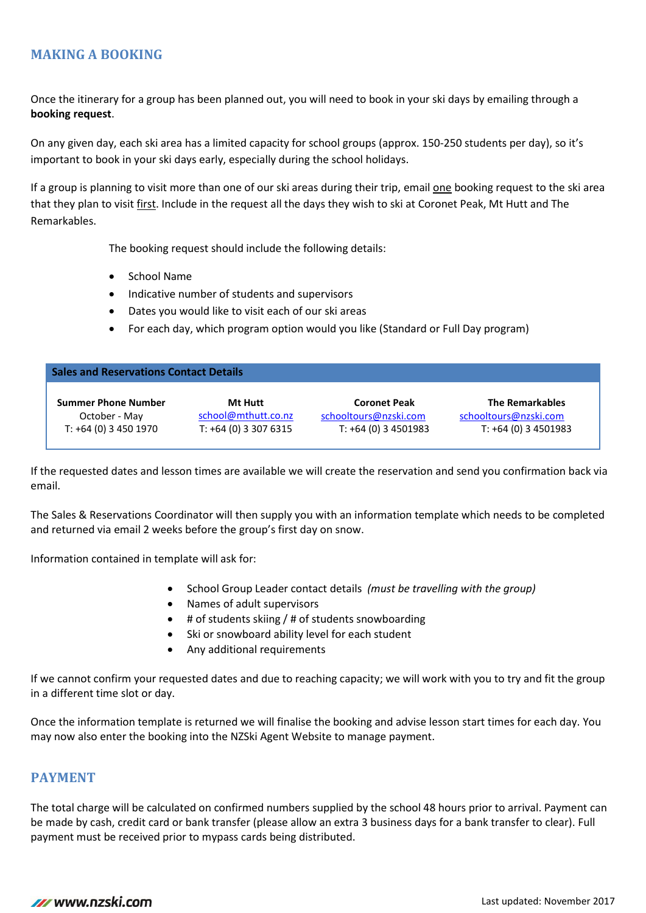## MAKING A BOOKING

Once the itinerary for a group has been planned out, you will need to book in your ski days by emailing through a **booking request**.

On any given day, each ski area has a limited capacity for school groups (approx. 150-250 students per day), so it's important to book in your ski days early, especially during the school holidays.

If a group is planning to visit more than one of our ski areas during their trip, email one booking request to the ski area that they plan to visit first. Include in the request all the days they wish to ski at Coronet Peak, Mt Hutt and The Remarkables.

The booking request should include the following details:

- School Name
- Indicative number of students and supervisors
- Dates you would like to visit each of our ski areas
- For each day, which program option would you like (Standard or Full Day program)

| Sales and Reservations Contact Details | | | |
|---|---|---|---|
| **Summer Phone Number** | **Mt Hutt** | **Coronet Peak** | **The Remarkables** |
| October - May | school@mthutt.co.nz | schooltours@nzski.com | schooltours@nzski.com |
| T: +64 (0) 3 450 1970 | T: +64 (0) 3 307 6315 | T: +64 (0) 3 4501983 | T: +64 (0) 3 4501983 |

If the requested dates and lesson times are available we will create the reservation and send you confirmation back via email.

The Sales & Reservations Coordinator will then supply you with an information template which needs to be completed and returned via email 2 weeks before the group's first day on snow.

Information contained in template will ask for:

- School Group Leader contact details *(must be travelling with the group)*
- Names of adult supervisors
- # of students skiing / # of students snowboarding
- Ski or snowboard ability level for each student
- Any additional requirements

If we cannot confirm your requested dates and due to reaching capacity; we will work with you to try and fit the group in a different time slot or day.

Once the information template is returned we will finalise the booking and advise lesson start times for each day. You may now also enter the booking into the NZSki Agent Website to manage payment.

## PAYMENT

The total charge will be calculated on confirmed numbers supplied by the school 48 hours prior to arrival. Payment can be made by cash, credit card or bank transfer (please allow an extra 3 business days for a bank transfer to clear). Full payment must be received prior to mypass cards being distributed.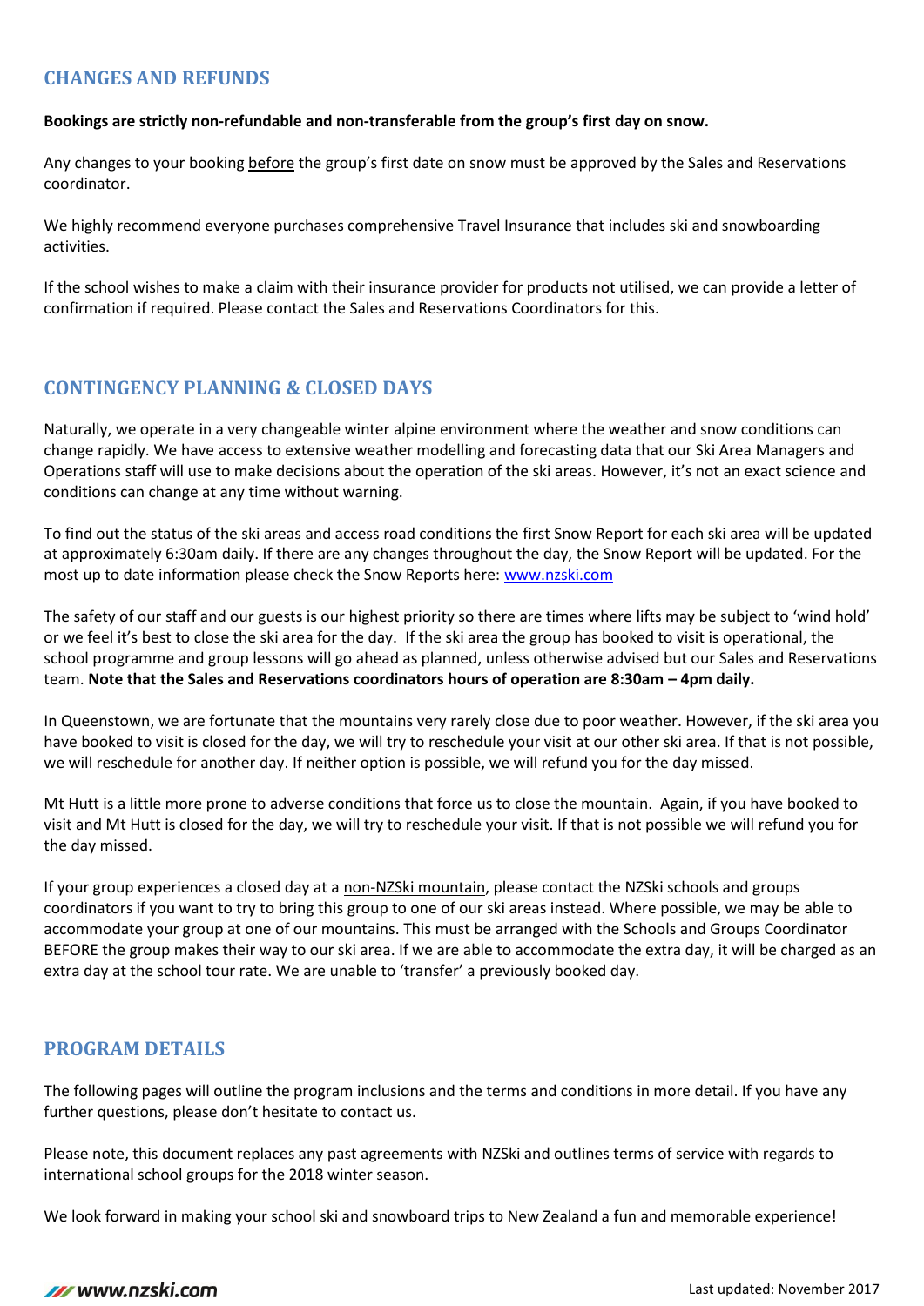## CHANGES AND REFUNDS

**Bookings are strictly non-refundable and non-transferable from the group's first day on snow.**

Any changes to your booking before the group's first date on snow must be approved by the Sales and Reservations coordinator.

We highly recommend everyone purchases comprehensive Travel Insurance that includes ski and snowboarding activities.

If the school wishes to make a claim with their insurance provider for products not utilised, we can provide a letter of confirmation if required. Please contact the Sales and Reservations Coordinators for this.

## CONTINGENCY PLANNING & CLOSED DAYS

Naturally, we operate in a very changeable winter alpine environment where the weather and snow conditions can change rapidly. We have access to extensive weather modelling and forecasting data that our Ski Area Managers and Operations staff will use to make decisions about the operation of the ski areas. However, it's not an exact science and conditions can change at any time without warning.

To find out the status of the ski areas and access road conditions the first Snow Report for each ski area will be updated at approximately 6:30am daily. If there are any changes throughout the day, the Snow Report will be updated. For the most up to date information please check the Snow Reports here: www.nzski.com

The safety of our staff and our guests is our highest priority so there are times where lifts may be subject to 'wind hold' or we feel it's best to close the ski area for the day. If the ski area the group has booked to visit is operational, the school programme and group lessons will go ahead as planned, unless otherwise advised but our Sales and Reservations team. **Note that the Sales and Reservations coordinators hours of operation are 8:30am – 4pm daily.**

In Queenstown, we are fortunate that the mountains very rarely close due to poor weather. However, if the ski area you have booked to visit is closed for the day, we will try to reschedule your visit at our other ski area. If that is not possible, we will reschedule for another day. If neither option is possible, we will refund you for the day missed.

Mt Hutt is a little more prone to adverse conditions that force us to close the mountain. Again, if you have booked to visit and Mt Hutt is closed for the day, we will try to reschedule your visit. If that is not possible we will refund you for the day missed.

If your group experiences a closed day at a non-NZSki mountain, please contact the NZSki schools and groups coordinators if you want to try to bring this group to one of our ski areas instead. Where possible, we may be able to accommodate your group at one of our mountains. This must be arranged with the Schools and Groups Coordinator BEFORE the group makes their way to our ski area. If we are able to accommodate the extra day, it will be charged as an extra day at the school tour rate. We are unable to 'transfer' a previously booked day.

## PROGRAM DETAILS

The following pages will outline the program inclusions and the terms and conditions in more detail. If you have any further questions, please don't hesitate to contact us.

Please note, this document replaces any past agreements with NZSki and outlines terms of service with regards to international school groups for the 2018 winter season.

We look forward in making your school ski and snowboard trips to New Zealand a fun and memorable experience!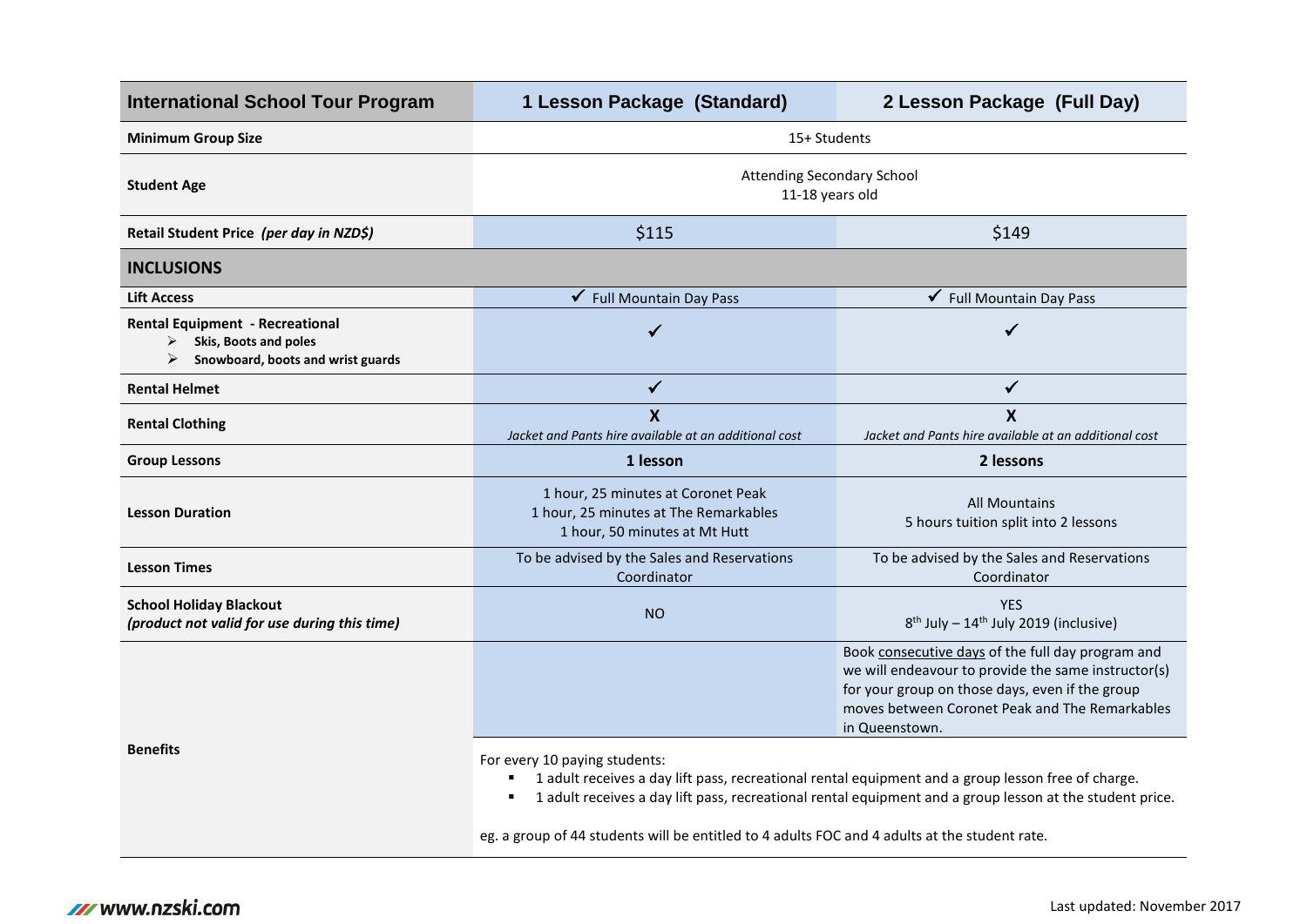| International School Tour Program | 1 Lesson Package (Standard) | 2 Lesson Package (Full Day) |
|---|---|---|
| **Minimum Group Size** | 15+ Students | |
| **Student Age** | Attending Secondary School<br>11-18 years old | |
| **Retail Student Price** ***(per day in NZD$)*** | $115 | $149 |
| **INCLUSIONS** | | |
| **Lift Access** | ✔ Full Mountain Day Pass | ✔ Full Mountain Day Pass |
| **Rental Equipment - Recreational**<br>➢ **Skis, Boots and poles**<br>➢ **Snowboard, boots and wrist guards** | ✔ | ✔ |
| **Rental Helmet** | ✔ | ✔ |
| **Rental Clothing** | **X**<br>*Jacket and Pants hire available at an additional cost* | **X**<br>*Jacket and Pants hire available at an additional cost* |
| **Group Lessons** | **1 lesson** | **2 lessons** |
| **Lesson Duration** | 1 hour, 25 minutes at Coronet Peak<br>1 hour, 25 minutes at The Remarkables<br>1 hour, 50 minutes at Mt Hutt | All Mountains<br>5 hours tuition split into 2 lessons |
| **Lesson Times** | To be advised by the Sales and Reservations Coordinator | To be advised by the Sales and Reservations Coordinator |
| **School Holiday Blackout**<br>***(product not valid for use during this time)*** | NO | YES<br>8th July – 14th July 2019 (inclusive) |
| **Benefits** | | Book consecutive days of the full day program and we will endeavour to provide the same instructor(s) for your group on those days, even if the group moves between Coronet Peak and The Remarkables in Queenstown. |
| | For every 10 paying students:<br>▪ 1 adult receives a day lift pass, recreational rental equipment and a group lesson free of charge.<br>▪ 1 adult receives a day lift pass, recreational rental equipment and a group lesson at the student price.<br><br>eg. a group of 44 students will be entitled to 4 adults FOC and 4 adults at the student rate. | |

www.nzski.com

Last updated: November 2017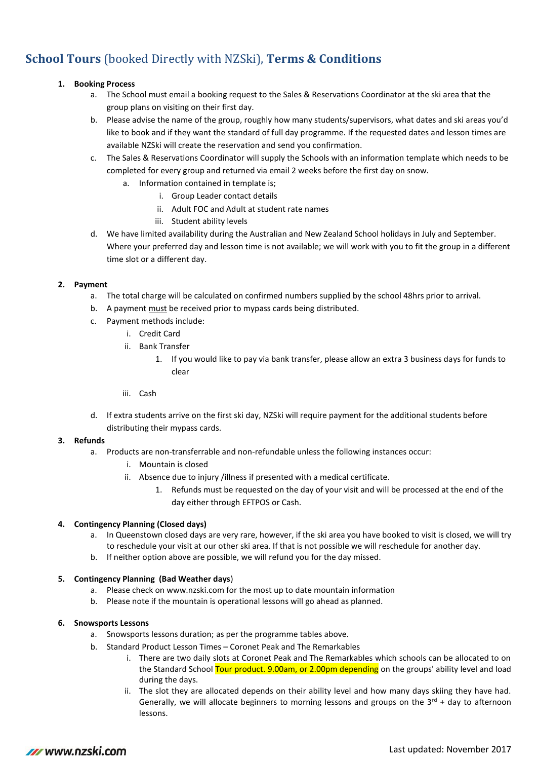# School Tours (booked Directly with NZSki), Terms & Conditions

1. **Booking Process**
   a. The School must email a booking request to the Sales & Reservations Coordinator at the ski area that the group plans on visiting on their first day.
   b. Please advise the name of the group, roughly how many students/supervisors, what dates and ski areas you'd like to book and if they want the standard of full day programme. If the requested dates and lesson times are available NZSki will create the reservation and send you confirmation.
   c. The Sales & Reservations Coordinator will supply the Schools with an information template which needs to be completed for every group and returned via email 2 weeks before the first day on snow.
      a. Information contained in template is;
         i. Group Leader contact details
         ii. Adult FOC and Adult at student rate names
         iii. Student ability levels
   d. We have limited availability during the Australian and New Zealand School holidays in July and September. Where your preferred day and lesson time is not available; we will work with you to fit the group in a different time slot or a different day.

2. **Payment**
   a. The total charge will be calculated on confirmed numbers supplied by the school 48hrs prior to arrival.
   b. A payment must be received prior to mypass cards being distributed.
   c. Payment methods include:
      i. Credit Card
      ii. Bank Transfer
         1. If you would like to pay via bank transfer, please allow an extra 3 business days for funds to clear
      iii. Cash
   d. If extra students arrive on the first ski day, NZSki will require payment for the additional students before distributing their mypass cards.

3. **Refunds**
   a. Products are non-transferrable and non-refundable unless the following instances occur:
      i. Mountain is closed
      ii. Absence due to injury /illness if presented with a medical certificate.
         1. Refunds must be requested on the day of your visit and will be processed at the end of the day either through EFTPOS or Cash.

4. **Contingency Planning (Closed days)**
   a. In Queenstown closed days are very rare, however, if the ski area you have booked to visit is closed, we will try to reschedule your visit at our other ski area. If that is not possible we will reschedule for another day.
   b. If neither option above are possible, we will refund you for the day missed.

5. **Contingency Planning (Bad Weather days)**
   a. Please check on www.nzski.com for the most up to date mountain information
   b. Please note if the mountain is operational lessons will go ahead as planned.

6. **Snowsports Lessons**
   a. Snowsports lessons duration; as per the programme tables above.
   b. Standard Product Lesson Times – Coronet Peak and The Remarkables
      i. There are two daily slots at Coronet Peak and The Remarkables which schools can be allocated to on the Standard School Tour product. 9.00am, or 2.00pm depending on the groups' ability level and load during the days.
      ii. The slot they are allocated depends on their ability level and how many days skiing they have had. Generally, we will allocate beginners to morning lessons and groups on the 3rd + day to afternoon lessons.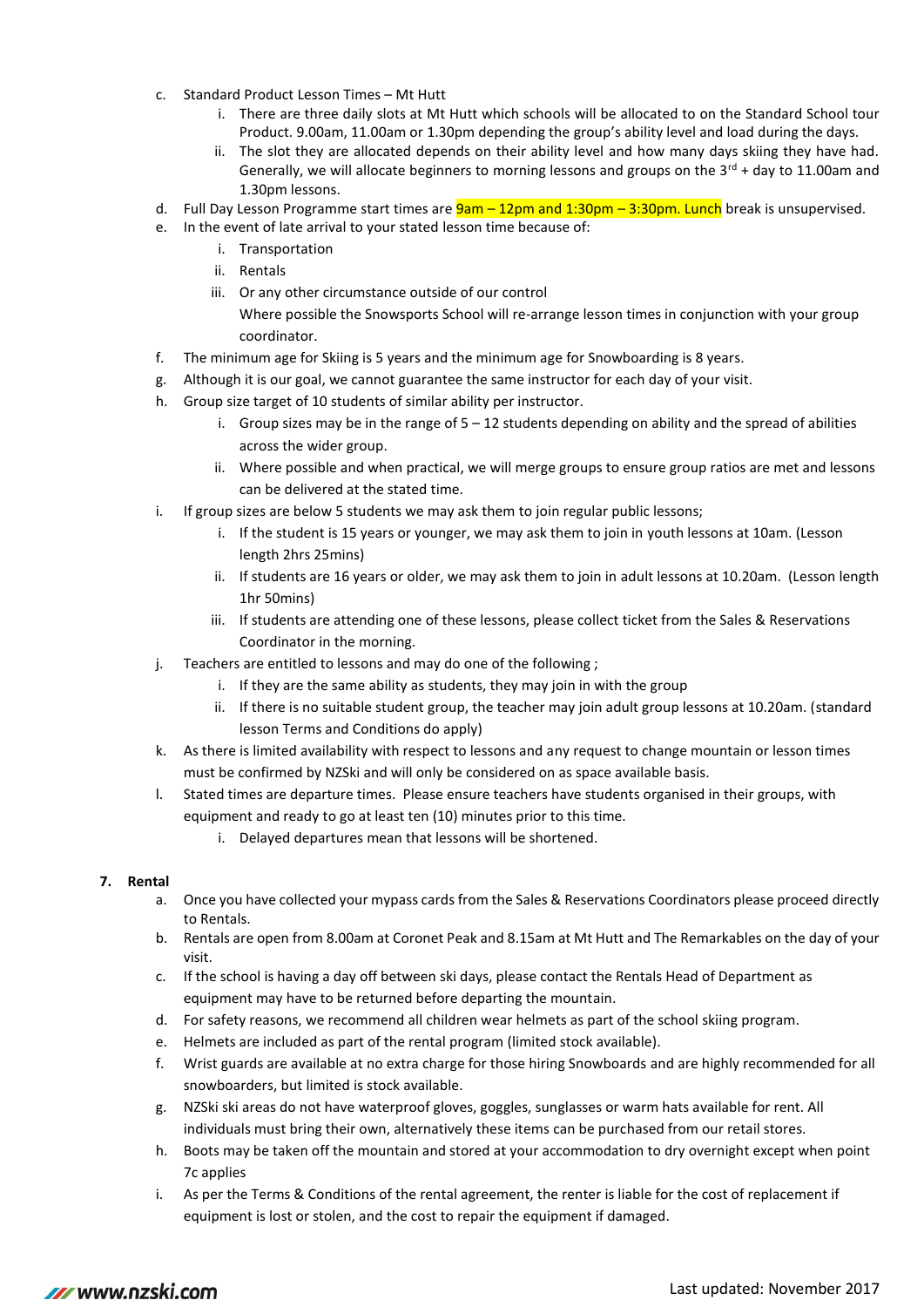c. Standard Product Lesson Times – Mt Hutt
    i. There are three daily slots at Mt Hutt which schools will be allocated to on the Standard School tour Product. 9.00am, 11.00am or 1.30pm depending the group's ability level and load during the days.
    ii. The slot they are allocated depends on their ability level and how many days skiing they have had. Generally, we will allocate beginners to morning lessons and groups on the 3rd + day to 11.00am and 1.30pm lessons.

d. Full Day Lesson Programme start times are 9am – 12pm and 1:30pm – 3:30pm. Lunch break is unsupervised.

e. In the event of late arrival to your stated lesson time because of:
    i. Transportation
    ii. Rentals
    iii. Or any other circumstance outside of our control
    Where possible the Snowsports School will re-arrange lesson times in conjunction with your group coordinator.

f. The minimum age for Skiing is 5 years and the minimum age for Snowboarding is 8 years.

g. Although it is our goal, we cannot guarantee the same instructor for each day of your visit.

h. Group size target of 10 students of similar ability per instructor.
    i. Group sizes may be in the range of 5 – 12 students depending on ability and the spread of abilities across the wider group.
    ii. Where possible and when practical, we will merge groups to ensure group ratios are met and lessons can be delivered at the stated time.

i. If group sizes are below 5 students we may ask them to join regular public lessons;
    i. If the student is 15 years or younger, we may ask them to join in youth lessons at 10am. (Lesson length 2hrs 25mins)
    ii. If students are 16 years or older, we may ask them to join in adult lessons at 10.20am. (Lesson length 1hr 50mins)
    iii. If students are attending one of these lessons, please collect ticket from the Sales & Reservations Coordinator in the morning.

j. Teachers are entitled to lessons and may do one of the following ;
    i. If they are the same ability as students, they may join in with the group
    ii. If there is no suitable student group, the teacher may join adult group lessons at 10.20am. (standard lesson Terms and Conditions do apply)

k. As there is limited availability with respect to lessons and any request to change mountain or lesson times must be confirmed by NZSki and will only be considered on as space available basis.

l. Stated times are departure times. Please ensure teachers have students organised in their groups, with equipment and ready to go at least ten (10) minutes prior to this time.
    i. Delayed departures mean that lessons will be shortened.

**7. Rental**

a. Once you have collected your mypass cards from the Sales & Reservations Coordinators please proceed directly to Rentals.

b. Rentals are open from 8.00am at Coronet Peak and 8.15am at Mt Hutt and The Remarkables on the day of your visit.

c. If the school is having a day off between ski days, please contact the Rentals Head of Department as equipment may have to be returned before departing the mountain.

d. For safety reasons, we recommend all children wear helmets as part of the school skiing program.

e. Helmets are included as part of the rental program (limited stock available).

f. Wrist guards are available at no extra charge for those hiring Snowboards and are highly recommended for all snowboarders, but limited is stock available.

g. NZSki ski areas do not have waterproof gloves, goggles, sunglasses or warm hats available for rent. All individuals must bring their own, alternatively these items can be purchased from our retail stores.

h. Boots may be taken off the mountain and stored at your accommodation to dry overnight except when point 7c applies

i. As per the Terms & Conditions of the rental agreement, the renter is liable for the cost of replacement if equipment is lost or stolen, and the cost to repair the equipment if damaged.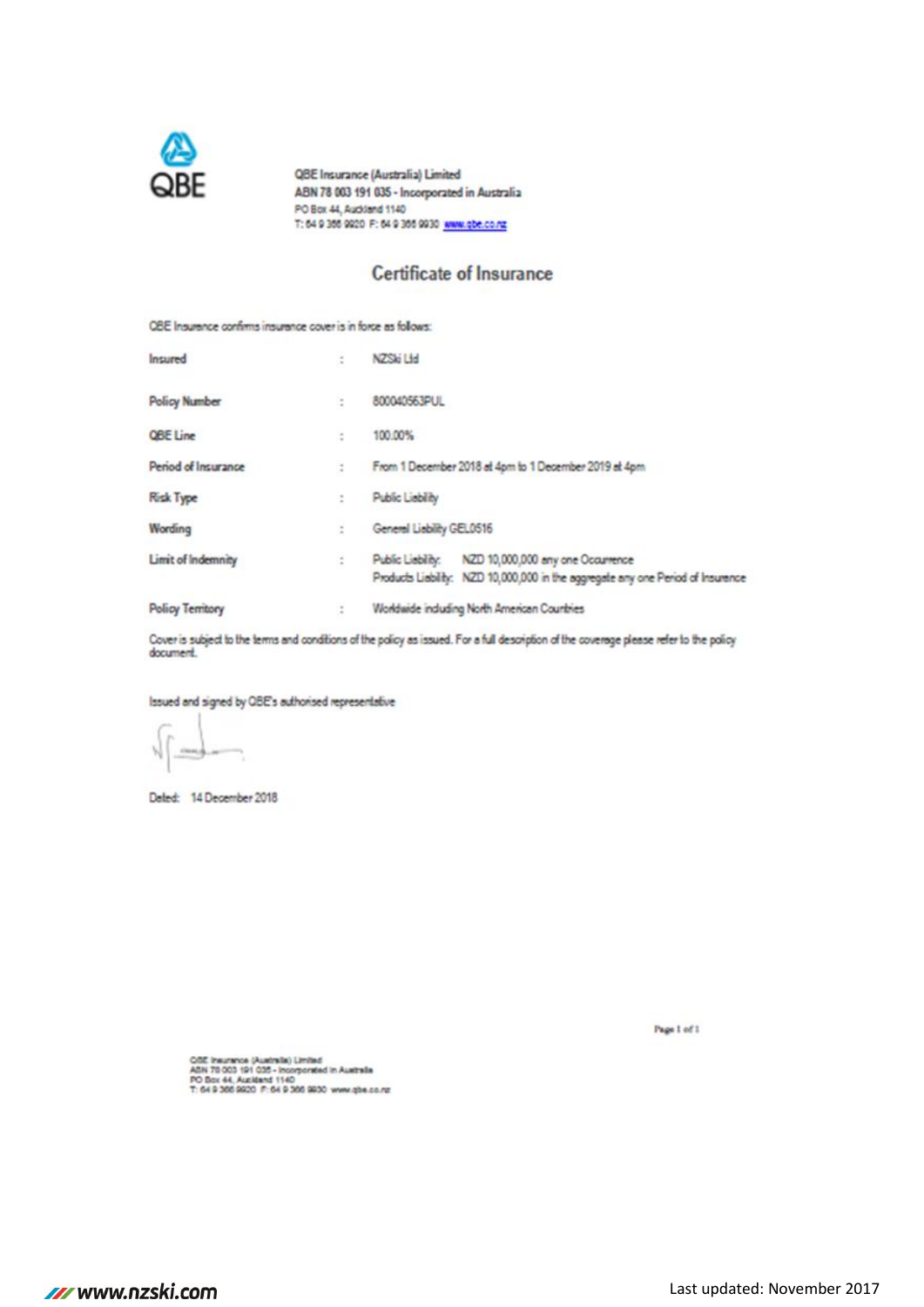QBE Insurance (Australia) Limited
ABN 78 003 191 035 - Incorporated in Australia
PO Box 44, Auckland 1140
T: 64 9 366 9920 F: 64 9 366 9930 www.qbe.co.nz

# Certificate of Insurance

QBE Insurance confirms insurance cover is in force as follows:

| | | |
|---|---|---|
| **Insured** | : | NZSki Ltd |
| **Policy Number** | : | 800040563PUL |
| **QBE Line** | : | 100.00% |
| **Period of Insurance** | : | From 1 December 2018 at 4pm to 1 December 2019 at 4pm |
| **Risk Type** | : | Public Liability |
| **Wording** | : | General Liability GEL0516 |
| **Limit of Indemnity** | : | Public Liability: NZD 10,000,000 any one Occurrence<br>Products Liability: NZD 10,000,000 in the aggregate any one Period of Insurance |
| **Policy Territory** | : | Worldwide including North American Countries |

Cover is subject to the terms and conditions of the policy as issued. For a full description of the coverage please refer to the policy document.

Issued and signed by QBE's authorised representative

Dated: 14 December 2018

QBE Insurance (Australia) Limited
ABN 78 003 191 035 - Incorporated in Australia
PO Box 44, Auckland 1140
T: 64 9 366 9920 F: 64 9 366 9930 www.qbe.co.nz